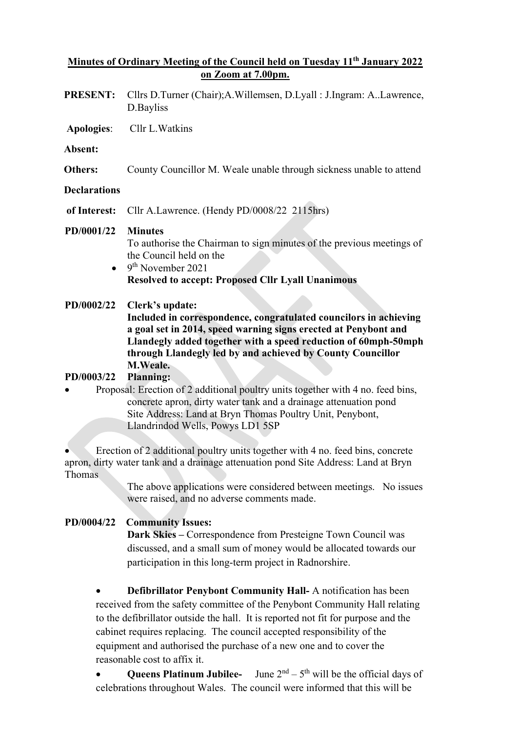**Minutes of Ordinary Meeting of the Council held on Tuesday 11th January 2022 on Zoom at 7.00pm.**

**PRESENT:** Cllrs D.Turner (Chair);A.Willemsen, D.Lyall : J.Ingram: A..Lawrence, D.Bayliss

**Apologies**: Cllr L.Watkins

**Absent:**

**Others:** County Councillor M. Weale unable through sickness unable to attend

**Declarations of Interest:** Cllr A.Lawrence. (Hendy PD/0008/22 2115hrs)

**PD/0001/22 Minutes**

To authorise the Chairman to sign minutes of the previous meetings of the Council held on the

- 9th November 2021

**Resolved to accept: Proposed Cllr Lyall Unanimous**

**PD/0002/22 Clerk's update:**

**Included in correspondence, congratulated councilors in achieving a goal set in 2014, speed warning signs erected at Penybont and Llandegly added together with a speed reduction of 60mph-50mph through Llandegly led by and achieved by County Councillor M.Weale.**

**PD/0003/22 Planning:**

- Proposal: Erection of 2 additional poultry units together with 4 no. feed bins, concrete apron, dirty water tank and a drainage attenuation pond Site Address: Land at Bryn Thomas Poultry Unit, Penybont, Llandrindod Wells, Powys LD1 5SP

- Erection of 2 additional poultry units together with 4 no. feed bins, concrete apron, dirty water tank and a drainage attenuation pond Site Address: Land at Bryn Thomas

The above applications were considered between meetings. No issues were raised, and no adverse comments made.

**PD/0004/22 Community Issues:**

**Dark Skies –** Correspondence from Presteigne Town Council was discussed, and a small sum of money would be allocated towards our participation in this long-term project in Radnorshire.

- **Defibrillator Penybont Community Hall-** A notification has been received from the safety committee of the Penybont Community Hall relating to the defibrillator outside the hall. It is reported not fit for purpose and the cabinet requires replacing. The council accepted responsibility of the equipment and authorised the purchase of a new one and to cover the reasonable cost to affix it.

- **Queens Platinum Jubilee-** June 2nd – 5th will be the official days of celebrations throughout Wales. The council were informed that this will be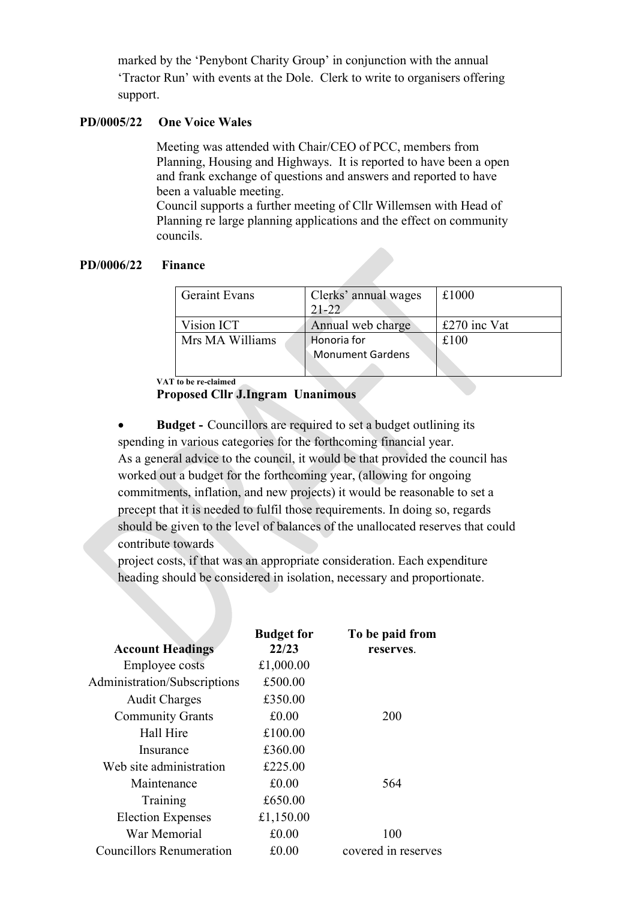marked by the 'Penybont Charity Group' in conjunction with the annual 'Tractor Run' with events at the Dole. Clerk to write to organisers offering support.

**PD/0005/22 One Voice Wales**

Meeting was attended with Chair/CEO of PCC, members from Planning, Housing and Highways. It is reported to have been a open and frank exchange of questions and answers and reported to have been a valuable meeting.
Council supports a further meeting of Cllr Willemsen with Head of Planning re large planning applications and the effect on community councils.

**PD/0006/22 Finance**

| | | |
|---|---|---|
| Geraint Evans | Clerks' annual wages 21-22 | £1000 |
| Vision ICT | Annual web charge | £270 inc Vat |
| Mrs MA Williams | Honoria for Monument Gardens | £100 |

**VAT to be re-claimed**
**Proposed Cllr J.Ingram Unanimous**

- **Budget -** Councillors are required to set a budget outlining its spending in various categories for the forthcoming financial year.
As a general advice to the council, it would be that provided the council has worked out a budget for the forthcoming year, (allowing for ongoing commitments, inflation, and new projects) it would be reasonable to set a precept that it is needed to fulfil those requirements. In doing so, regards should be given to the level of balances of the unallocated reserves that could contribute towards
project costs, if that was an appropriate consideration. Each expenditure heading should be considered in isolation, necessary and proportionate.

| Account Headings | Budget for 22/23 | To be paid from reserves. |
|---|---|---|
| Employee costs | £1,000.00 | |
| Administration/Subscriptions | £500.00 | |
| Audit Charges | £350.00 | |
| Community Grants | £0.00 | 200 |
| Hall Hire | £100.00 | |
| Insurance | £360.00 | |
| Web site administration | £225.00 | |
| Maintenance | £0.00 | 564 |
| Training | £650.00 | |
| Election Expenses | £1,150.00 | |
| War Memorial | £0.00 | 100 |
| Councillors Renumeration | £0.00 | covered in reserves |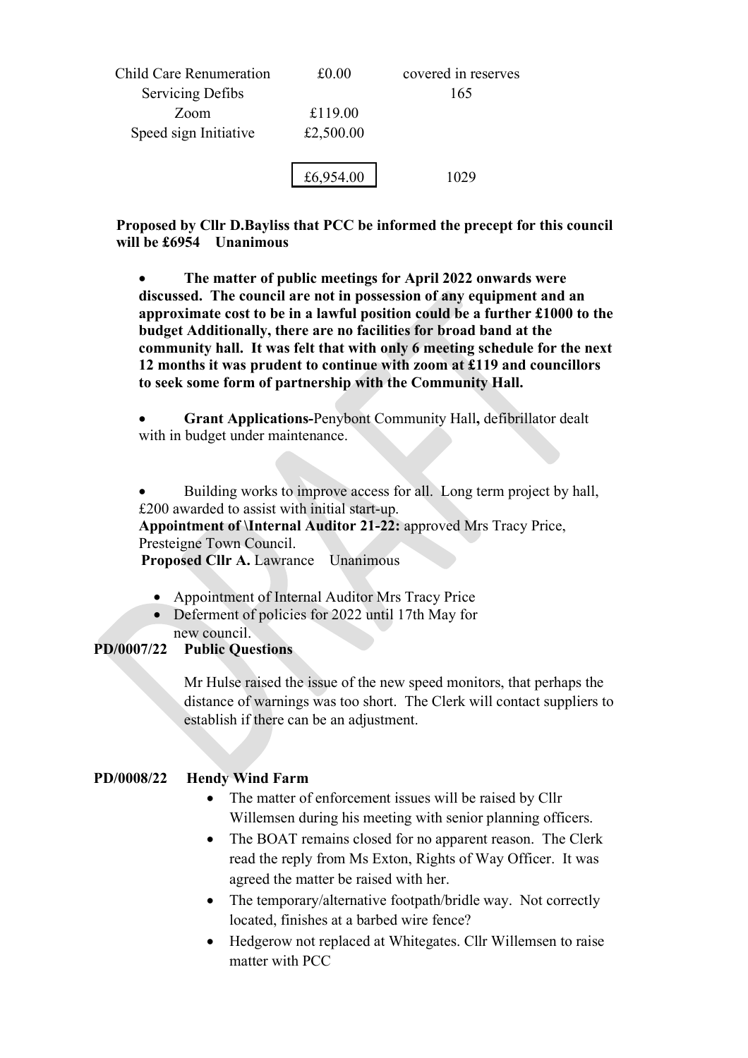| | | |
|---|---|---|
| Child Care Renumeration | £0.00 | covered in reserves |
| Servicing Defibs | | 165 |
| Zoom | £119.00 | |
| Speed sign Initiative | £2,500.00 | |
| | £6,954.00 | 1029 |

**Proposed by Cllr D.Bayliss that PCC be informed the precept for this council will be £6954 Unanimous**

- **The matter of public meetings for April 2022 onwards were discussed. The council are not in possession of any equipment and an approximate cost to be in a lawful position could be a further £1000 to the budget Additionally, there are no facilities for broad band at the community hall. It was felt that with only 6 meeting schedule for the next 12 months it was prudent to continue with zoom at £119 and councillors to seek some form of partnership with the Community Hall.**

- **Grant Applications-**Penybont Community Hall**,** defibrillator dealt with in budget under maintenance.

- Building works to improve access for all. Long term project by hall, £200 awarded to assist with initial start-up.

**Appointment of \Internal Auditor 21-22:** approved Mrs Tracy Price, Presteigne Town Council.

**Proposed Cllr A.** Lawrance Unanimous

- Appointment of Internal Auditor Mrs Tracy Price
- Deferment of policies for 2022 until 17th May for new council.

**PD/0007/22 Public Questions**

Mr Hulse raised the issue of the new speed monitors, that perhaps the distance of warnings was too short. The Clerk will contact suppliers to establish if there can be an adjustment.

**PD/0008/22 Hendy Wind Farm**

- The matter of enforcement issues will be raised by Cllr Willemsen during his meeting with senior planning officers.
- The BOAT remains closed for no apparent reason. The Clerk read the reply from Ms Exton, Rights of Way Officer. It was agreed the matter be raised with her.
- The temporary/alternative footpath/bridle way. Not correctly located, finishes at a barbed wire fence?
- Hedgerow not replaced at Whitegates. Cllr Willemsen to raise matter with PCC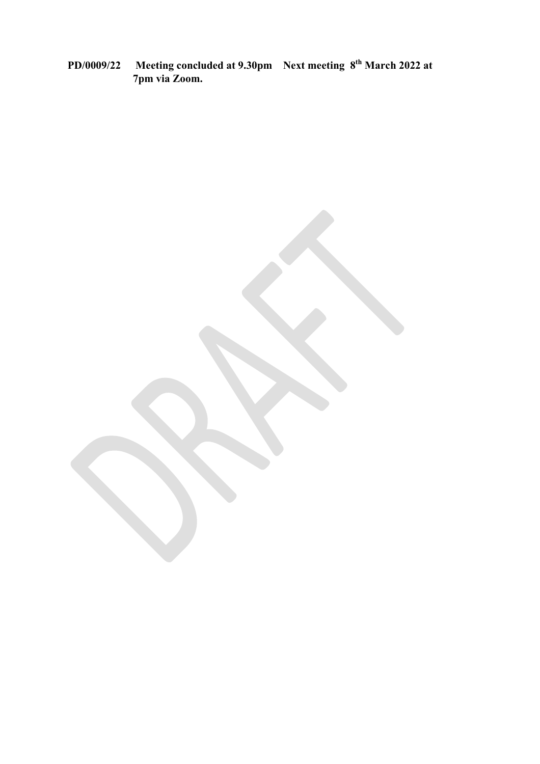**PD/0009/22 Meeting concluded at 9.30pm Next meeting 8th March 2022 at 7pm via Zoom.**

DRAFT